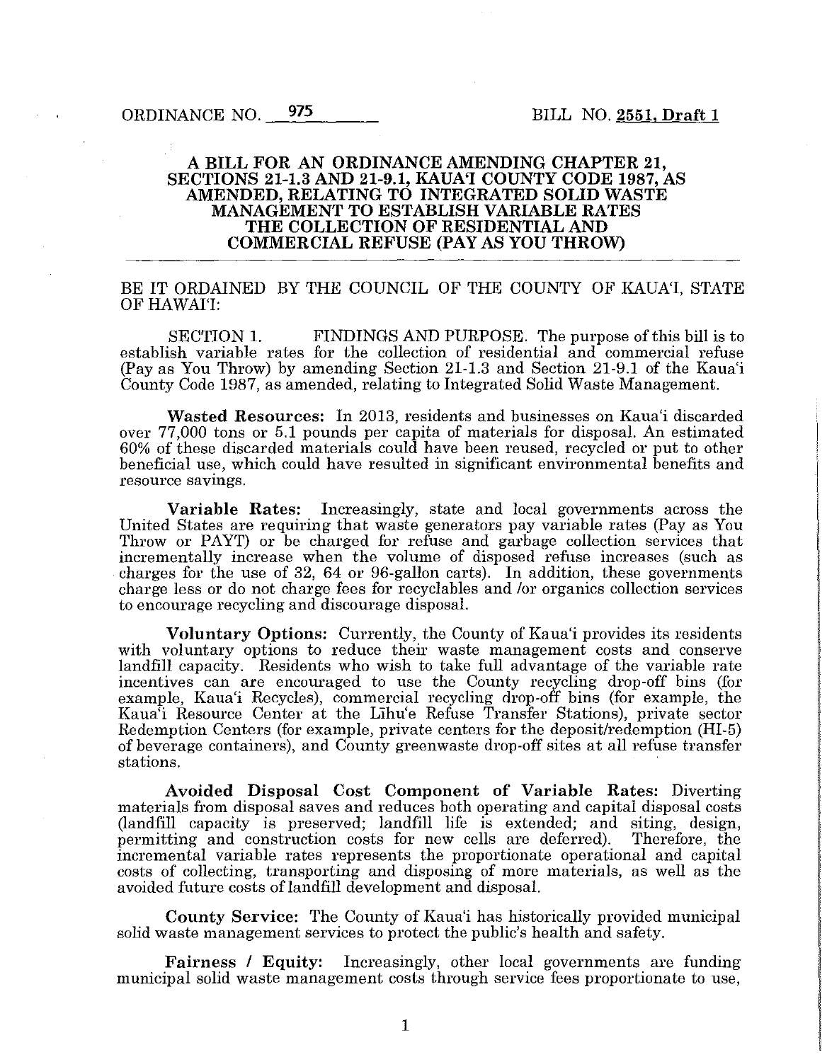ORDINANCE NO. 975 BILL NO. **2551, Draft 1**

**A BILL FOR AN ORDINANCE AMENDING CHAPTER 21, SECTIONS 21-1.3 AND 21-9.1, KAUA'I COUNTY CODE 1987, AS AMENDED, RELATING TO INTEGRATED SOLID WASTE MANAGEMENT TO ESTABLISH VARIABLE RATES THE COLLECTION OF RESIDENTIAL AND COMMERCIAL REFUSE (PAY AS YOU THROW)**

---

BE IT ORDAINED BY THE COUNCIL OF THE COUNTY OF KAUA'I, STATE OF HAWAI'I:

SECTION 1. FINDINGS AND PURPOSE. The purpose of this bill is to establish variable rates for the collection of residential and commercial refuse (Pay as You Throw) by amending Section 21-1.3 and Section 21-9.1 of the Kaua'i County Code 1987, as amended, relating to Integrated Solid Waste Management.

**Wasted Resources:** In 2013, residents and businesses on Kaua'i discarded over 77,000 tons or 5.1 pounds per capita of materials for disposal. An estimated 60% of these discarded materials could have been reused, recycled or put to other beneficial use, which could have resulted in significant environmental benefits and resource savings.

**Variable Rates:** Increasingly, state and local governments across the United States are requiring that waste generators pay variable rates (Pay as You Throw or PAYT) or be charged for refuse and garbage collection services that incrementally increase when the volume of disposed refuse increases (such as charges for the use of 32, 64 or 96-gallon carts). In addition, these governments charge less or do not charge fees for recyclables and /or organics collection services to encourage recycling and discourage disposal.

**Voluntary Options:** Currently, the County of Kaua'i provides its residents with voluntary options to reduce their waste management costs and conserve landfill capacity. Residents who wish to take full advantage of the variable rate incentives can are encouraged to use the County recycling drop-off bins (for example, Kaua'i Recycles), commercial recycling drop-off bins (for example, the Kaua'i Resource Center at the Līhu'e Refuse Transfer Stations), private sector Redemption Centers (for example, private centers for the deposit/redemption (HI-5) of beverage containers), and County greenwaste drop-off sites at all refuse transfer stations.

**Avoided Disposal Cost Component of Variable Rates:** Diverting materials from disposal saves and reduces both operating and capital disposal costs (landfill capacity is preserved; landfill life is extended; and siting, design, permitting and construction costs for new cells are deferred). Therefore, the incremental variable rates represents the proportionate operational and capital costs of collecting, transporting and disposing of more materials, as well as the avoided future costs of landfill development and disposal.

**County Service:** The County of Kaua'i has historically provided municipal solid waste management services to protect the public's health and safety.

**Fairness / Equity:** Increasingly, other local governments are funding municipal solid waste management costs through service fees proportionate to use,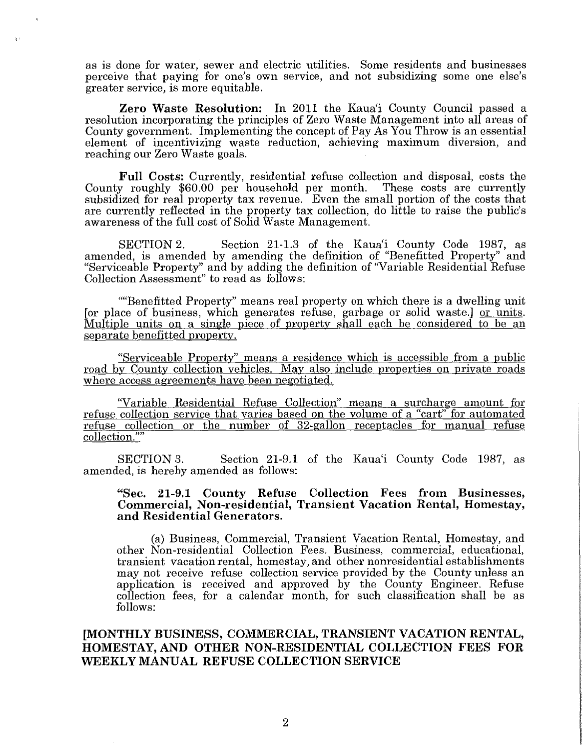as is done for water, sewer and electric utilities. Some residents and businesses perceive that paying for one's own service, and not subsidizing some one else's greater service, is more equitable.

**Zero Waste Resolution:** In 2011 the Kaua'i County Council passed a resolution incorporating the principles of Zero Waste Management into all areas of County government. Implementing the concept of Pay As You Throw is an essential element of incentivizing waste reduction, achieving maximum diversion, and reaching our Zero Waste goals.

**Full Costs:** Currently, residential refuse collection and disposal, costs the County roughly $60.00 per household per month. These costs are currently subsidized for real property tax revenue. Even the small portion of the costs that are currently reflected in the property tax collection, do little to raise the public's awareness of the full cost of Solid Waste Management.

SECTION 2. Section 21-1.3 of the Kaua'i County Code 1987, as amended, is amended by amending the definition of "Benefitted Property" and "Serviceable Property" and by adding the definition of "Variable Residential Refuse Collection Assessment" to read as follows:

""Benefitted Property" means real property on which there is a dwelling unit [or place of business, which generates refuse, garbage or solid waste.] <u>or units. Multiple units on a single piece of property shall each be considered to be an separate benefitted property.</u>

<u>"Serviceable Property" means a residence which is accessible from a public road by County collection vehicles. May also include properties on private roads where access agreements have been negotiated.</u>

<u>"Variable Residential Refuse Collection" means a surcharge amount for refuse collection service that varies based on the volume of a "cart" for automated refuse collection or the number of 32-gallon receptacles for manual refuse collection.""</u>

SECTION 3. Section 21-9.1 of the Kaua'i County Code 1987, as amended, is hereby amended as follows:

**"Sec. 21-9.1 County Refuse Collection Fees from Businesses, Commercial, Non-residential, Transient Vacation Rental, Homestay, and Residential Generators.**

(a) Business, Commercial, Transient Vacation Rental, Homestay, and other Non-residential Collection Fees. Business, commercial, educational, transient vacation rental, homestay, and other nonresidential establishments may not receive refuse collection service provided by the County unless an application is received and approved by the County Engineer. Refuse collection fees, for a calendar month, for such classification shall be as follows:

**[MONTHLY BUSINESS, COMMERCIAL, TRANSIENT VACATION RENTAL, HOMESTAY, AND OTHER NON-RESIDENTIAL COLLECTION FEES FOR WEEKLY MANUAL REFUSE COLLECTION SERVICE**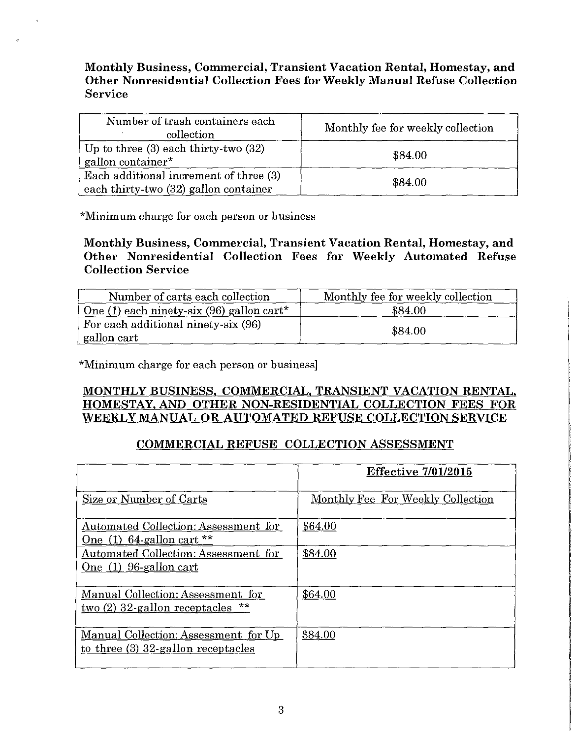**Monthly Business, Commercial, Transient Vacation Rental, Homestay, and Other Nonresidential Collection Fees for Weekly Manual Refuse Collection Service**

| Number of trash containers each collection | Monthly fee for weekly collection |
|---|---|
| Up to three (3) each thirty-two (32) gallon container* | $84.00 |
| Each additional increment of three (3) each thirty-two (32) gallon container | $84.00 |

*Minimum charge for each person or business

**Monthly Business, Commercial, Transient Vacation Rental, Homestay, and Other Nonresidential Collection Fees for Weekly Automated Refuse Collection Service**

| Number of carts each collection | Monthly fee for weekly collection |
|---|---|
| One (1) each ninety-six (96) gallon cart* | $84.00 |
| For each additional ninety-six (96) gallon cart | $84.00 |

*Minimum charge for each person or business]

**<u>MONTHLY BUSINESS, COMMERCIAL, TRANSIENT VACATION RENTAL, HOMESTAY, AND OTHER NON-RESIDENTIAL COLLECTION FEES FOR WEEKLY MANUAL OR AUTOMATED REFUSE COLLECTION SERVICE</u>**

**<u>COMMERCIAL REFUSE COLLECTION ASSESSMENT</u>**

| | **<u>Effective 7/01/2015</u>** |
|---|---|
| <u>Size or Number of Carts</u> | <u>Monthly Fee For Weekly Collection</u> |
| <u>Automated Collection: Assessment for One (1) 64-gallon cart **</u> | <u>$64.00</u> |
| <u>Automated Collection: Assessment for One (1) 96-gallon cart</u> | <u>$84.00</u> |
| <u>Manual Collection: Assessment for two (2) 32-gallon receptacles **</u> | <u>$64.00</u> |
| <u>Manual Collection: Assessment for Up to three (3) 32-gallon receptacles</u> | <u>$84.00</u> |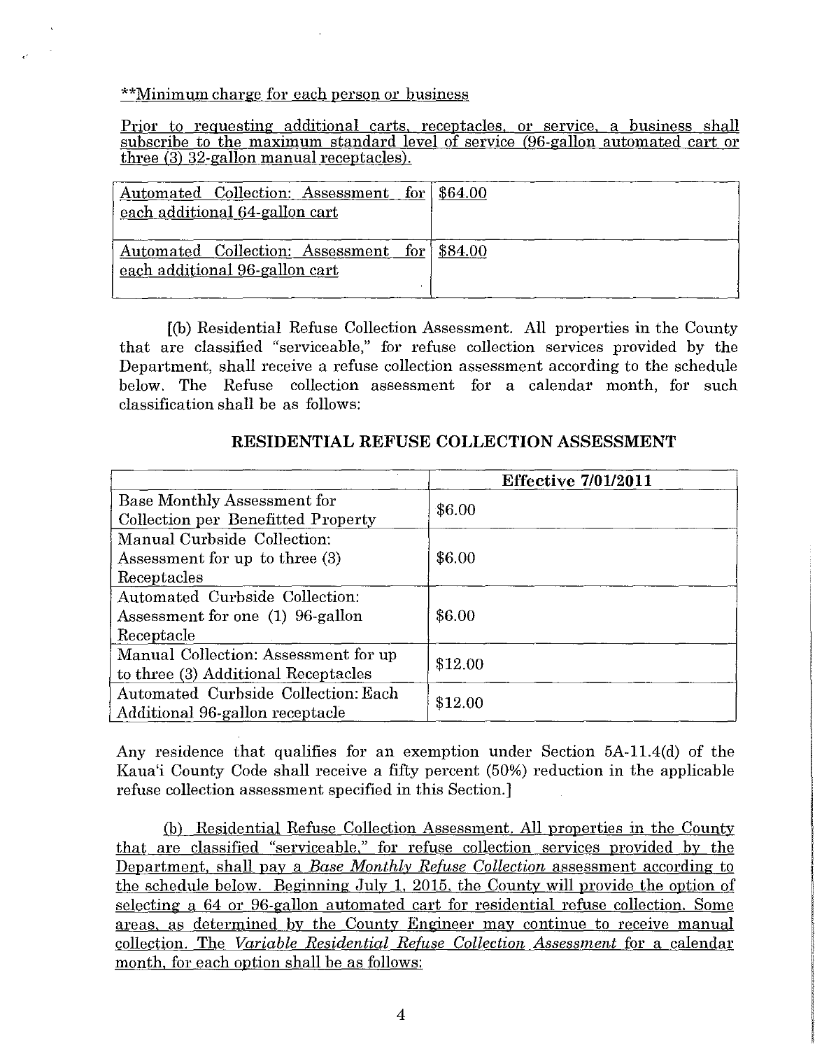\*\*Minimum charge for each person or business

<u>Prior to requesting additional carts, receptacles, or service, a business shall subscribe to the maximum standard level of service (96-gallon automated cart or three (3) 32-gallon manual receptacles).</u>

| | |
|---|---|
| <u>Automated Collection: Assessment for each additional 64-gallon cart</u> | <u>$64.00</u> |
| <u>Automated Collection: Assessment for each additional 96-gallon cart</u> | <u>$84.00</u> |

[(b) Residential Refuse Collection Assessment. All properties in the County that are classified "serviceable," for refuse collection services provided by the Department, shall receive a refuse collection assessment according to the schedule below. The Refuse collection assessment for a calendar month, for such classification shall be as follows:

**RESIDENTIAL REFUSE COLLECTION ASSESSMENT**

| | **Effective 7/01/2011** |
|---|---|
| Base Monthly Assessment for Collection per Benefitted Property | $6.00 |
| Manual Curbside Collection: Assessment for up to three (3) Receptacles | $6.00 |
| Automated Curbside Collection: Assessment for one (1) 96-gallon Receptacle | $6.00 |
| Manual Collection: Assessment for up to three (3) Additional Receptacles | $12.00 |
| Automated Curbside Collection: Each Additional 96-gallon receptacle | $12.00 |

Any residence that qualifies for an exemption under Section 5A-11.4(d) of the Kaua'i County Code shall receive a fifty percent (50%) reduction in the applicable refuse collection assessment specified in this Section.]

<u>(b) Residential Refuse Collection Assessment. All properties in the County that are classified "serviceable," for refuse collection services provided by the Department, shall pay a *Base Monthly Refuse Collection* assessment according to the schedule below. Beginning July 1, 2015, the County will provide the option of selecting a 64 or 96-gallon automated cart for residential refuse collection. Some areas, as determined by the County Engineer may continue to receive manual collection. The *Variable Residential Refuse Collection Assessment* for a calendar month, for each option shall be as follows:</u>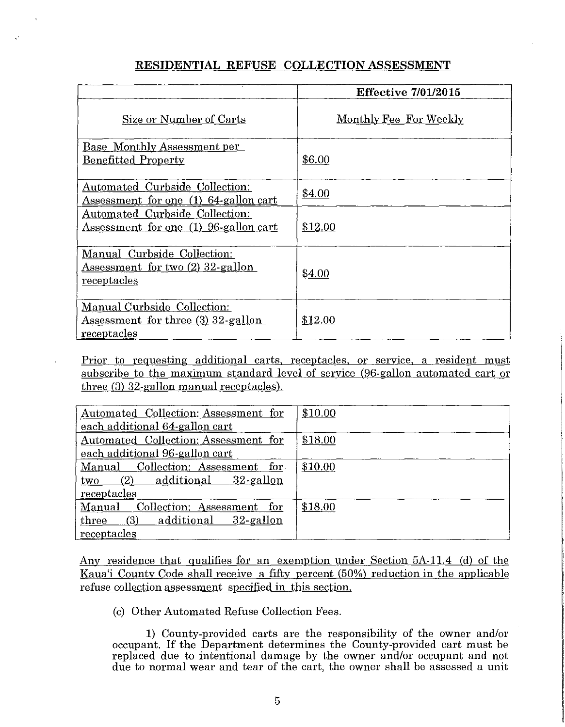## RESIDENTIAL REFUSE COLLECTION ASSESSMENT

| | **Effective 7/01/2015** |
|---|---|
| Size or Number of Carts | Monthly Fee For Weekly |
| Base Monthly Assessment per Benefitted Property | $6.00 |
| Automated Curbside Collection: Assessment for one (1) 64-gallon cart | $4.00 |
| Automated Curbside Collection: Assessment for one (1) 96-gallon cart | $12.00 |
| Manual Curbside Collection: Assessment for two (2) 32-gallon receptacles | $4.00 |
| Manual Curbside Collection: Assessment for three (3) 32-gallon receptacles | $12.00 |

Prior to requesting additional carts, receptacles, or service, a resident must subscribe to the maximum standard level of service (96-gallon automated cart or three (3) 32-gallon manual receptacles).

| | |
|---|---|
| Automated Collection: Assessment for each additional 64-gallon cart | $10.00 |
| Automated Collection: Assessment for each additional 96-gallon cart | $18.00 |
| Manual Collection: Assessment for two (2) additional 32-gallon receptacles | $10.00 |
| Manual Collection: Assessment for three (3) additional 32-gallon receptacles | $18.00 |

Any residence that qualifies for an exemption under Section 5A-11.4 (d) of the Kaua'i County Code shall receive a fifty percent (50%) reduction in the applicable refuse collection assessment specified in this section.

(c) Other Automated Refuse Collection Fees.

1) County-provided carts are the responsibility of the owner and/or occupant. If the Department determines the County-provided cart must be replaced due to intentional damage by the owner and/or occupant and not due to normal wear and tear of the cart, the owner shall be assessed a unit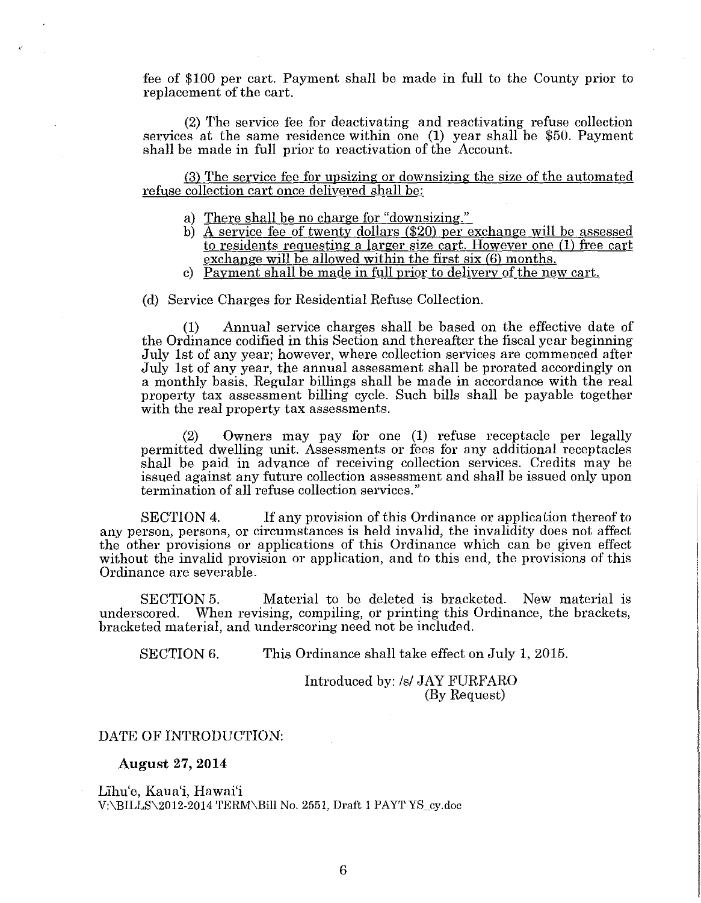fee of $100 per cart. Payment shall be made in full to the County prior to replacement of the cart.

(2) The service fee for deactivating and reactivating refuse collection services at the same residence within one (1) year shall be $50. Payment shall be made in full prior to reactivation of the Account.

<u>(3) The service fee for upsizing or downsizing the size of the automated refuse collection cart once delivered shall be:</u>

a) <u>There shall be no charge for "downsizing."</u>
b) <u>A service fee of twenty dollars ($20) per exchange will be assessed to residents requesting a larger size cart. However one (1) free cart exchange will be allowed within the first six (6) months.</u>
c) <u>Payment shall be made in full prior to delivery of the new cart.</u>

(d) Service Charges for Residential Refuse Collection.

(1) Annual service charges shall be based on the effective date of the Ordinance codified in this Section and thereafter the fiscal year beginning July 1st of any year; however, where collection services are commenced after July 1st of any year, the annual assessment shall be prorated accordingly on a monthly basis. Regular billings shall be made in accordance with the real property tax assessment billing cycle. Such bills shall be payable together with the real property tax assessments.

(2) Owners may pay for one (1) refuse receptacle per legally permitted dwelling unit. Assessments or fees for any additional receptacles shall be paid in advance of receiving collection services. Credits may be issued against any future collection assessment and shall be issued only upon termination of all refuse collection services."

SECTION 4. If any provision of this Ordinance or application thereof to any person, persons, or circumstances is held invalid, the invalidity does not affect the other provisions or applications of this Ordinance which can be given effect without the invalid provision or application, and to this end, the provisions of this Ordinance are severable.

SECTION 5. Material to be deleted is bracketed. New material is underscored. When revising, compiling, or printing this Ordinance, the brackets, bracketed material, and underscoring need not be included.

SECTION 6. This Ordinance shall take effect on July 1, 2015.

Introduced by: /s/ JAY FURFARO
(By Request)

DATE OF INTRODUCTION:

**August 27, 2014**

Līhu'e, Kaua'i, Hawai'i
V:\BILLS\2012-2014 TERM\Bill No. 2551, Draft 1 PAYT YS_cy.doc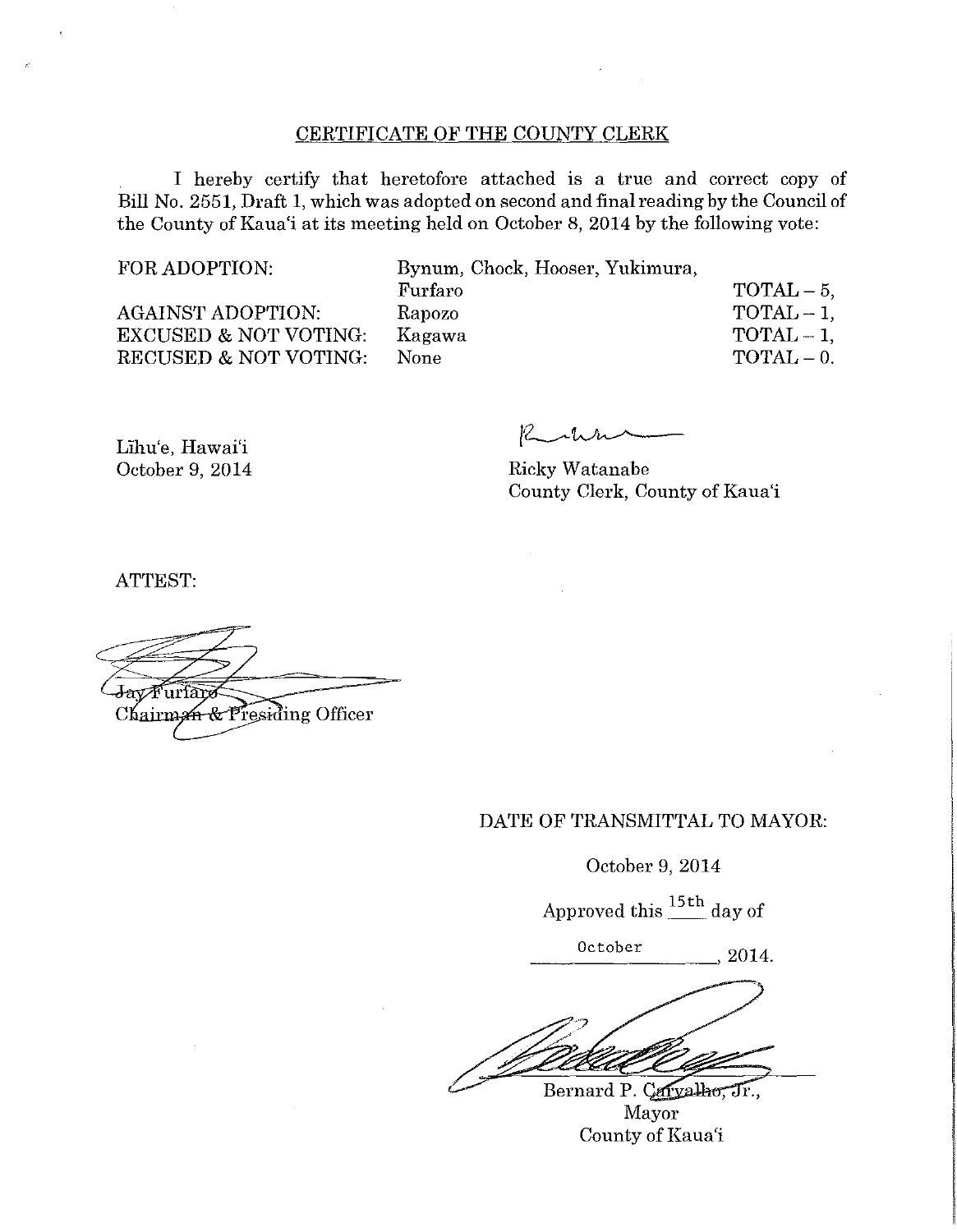## CERTIFICATE OF THE COUNTY CLERK

I hereby certify that heretofore attached is a true and correct copy of Bill No. 2551, Draft 1, which was adopted on second and final reading by the Council of the County of Kaua'i at its meeting held on October 8, 2014 by the following vote:

| | | |
|---|---|---|
| FOR ADOPTION: | Bynum, Chock, Hooser, Yukimura, Furfaro | TOTAL – 5, |
| AGAINST ADOPTION: | Rapozo | TOTAL – 1, |
| EXCUSED & NOT VOTING: | Kagawa | TOTAL – 1, |
| RECUSED & NOT VOTING: | None | TOTAL – 0. |

Līhu'e, Hawai'i
October 9, 2014

Ricky Watanabe
County Clerk, County of Kaua'i

ATTEST:

Jay Furfaro
Chairman & Presiding Officer

DATE OF TRANSMITTAL TO MAYOR:

October 9, 2014

Approved this 15th day of

October, 2014.

Bernard P. Carvalho, Jr.,
Mayor
County of Kaua'i